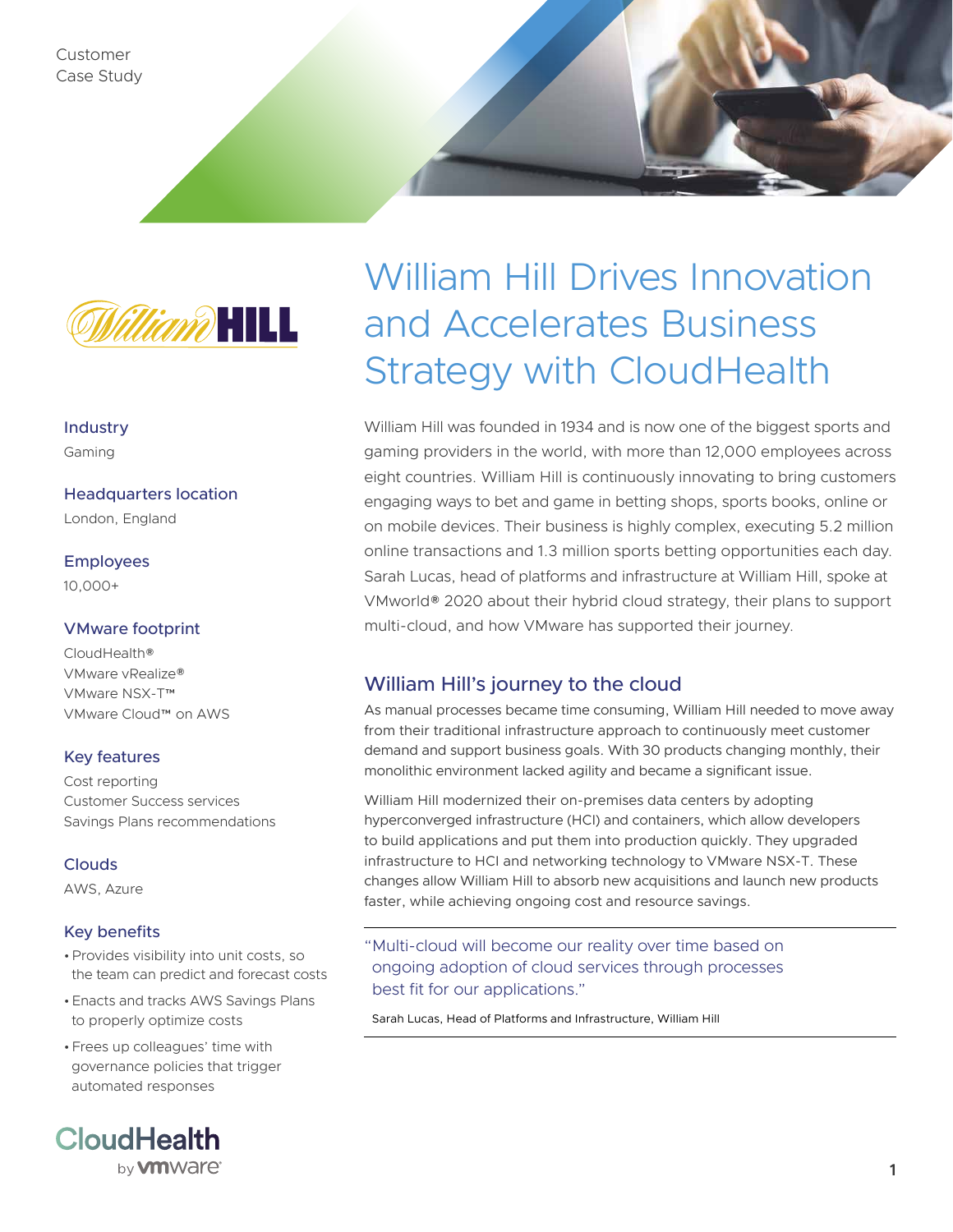Customer
Case Study

# William Hill Drives Innovation and Accelerates Business Strategy with CloudHealth

**Industry**
Gaming

**Headquarters location**
London, England

**Employees**
10,000+

**VMware footprint**
CloudHealth®
VMware vRealize®
VMware NSX-T™
VMware Cloud™ on AWS

**Key features**
Cost reporting
Customer Success services
Savings Plans recommendations

**Clouds**
AWS, Azure

**Key benefits**

- Provides visibility into unit costs, so the team can predict and forecast costs
- Enacts and tracks AWS Savings Plans to properly optimize costs
- Frees up colleagues' time with governance policies that trigger automated responses

William Hill was founded in 1934 and is now one of the biggest sports and gaming providers in the world, with more than 12,000 employees across eight countries. William Hill is continuously innovating to bring customers engaging ways to bet and game in betting shops, sports books, online or on mobile devices. Their business is highly complex, executing 5.2 million online transactions and 1.3 million sports betting opportunities each day. Sarah Lucas, head of platforms and infrastructure at William Hill, spoke at VMworld® 2020 about their hybrid cloud strategy, their plans to support multi-cloud, and how VMware has supported their journey.

## William Hill's journey to the cloud

As manual processes became time consuming, William Hill needed to move away from their traditional infrastructure approach to continuously meet customer demand and support business goals. With 30 products changing monthly, their monolithic environment lacked agility and became a significant issue.

William Hill modernized their on-premises data centers by adopting hyperconverged infrastructure (HCI) and containers, which allow developers to build applications and put them into production quickly. They upgraded infrastructure to HCI and networking technology to VMware NSX-T. These changes allow William Hill to absorb new acquisitions and launch new products faster, while achieving ongoing cost and resource savings.

> "Multi-cloud will become our reality over time based on ongoing adoption of cloud services through processes best fit for our applications."
>
> Sarah Lucas, Head of Platforms and Infrastructure, William Hill

CloudHealth by vmware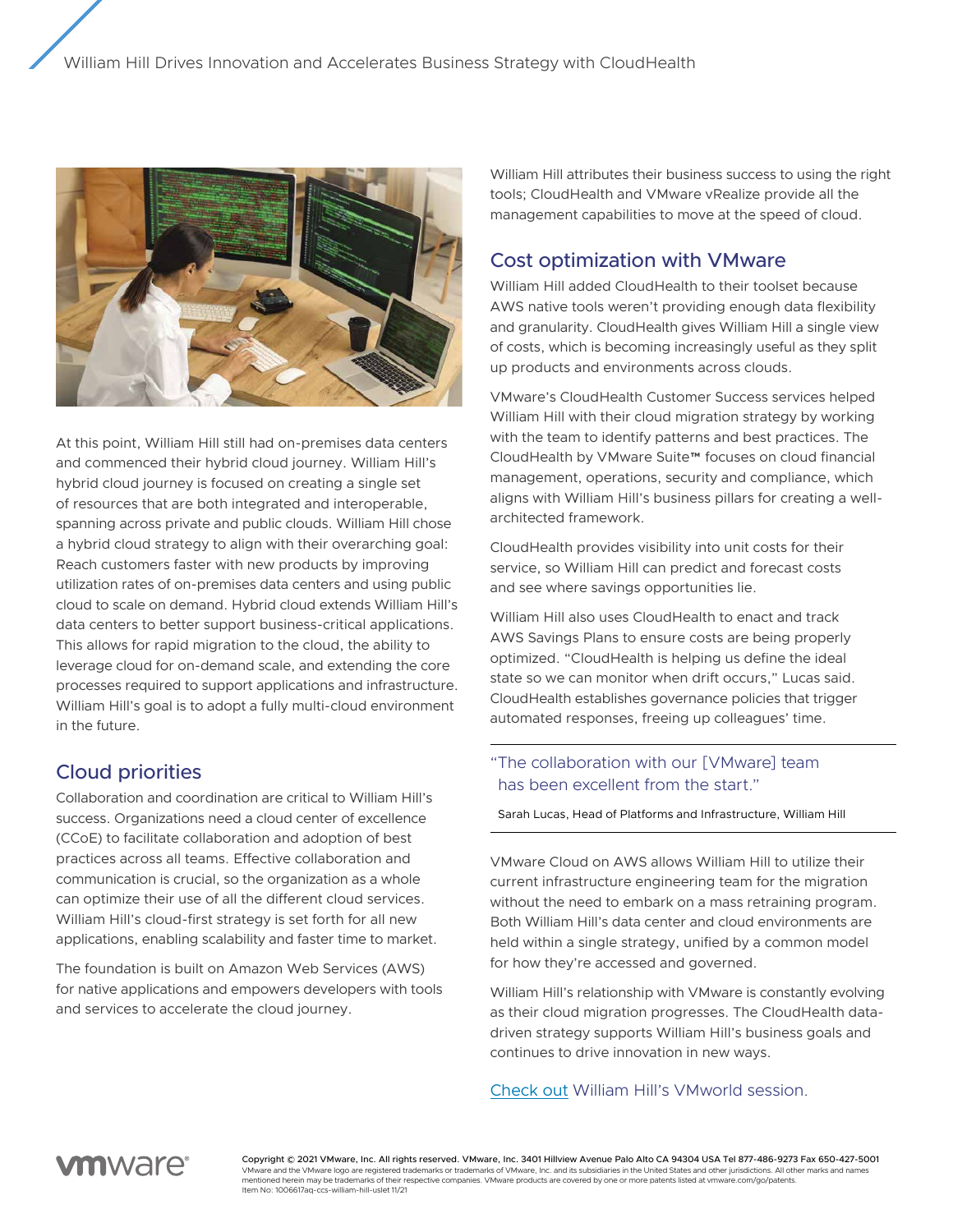At this point, William Hill still had on-premises data centers and commenced their hybrid cloud journey. William Hill's hybrid cloud journey is focused on creating a single set of resources that are both integrated and interoperable, spanning across private and public clouds. William Hill chose a hybrid cloud strategy to align with their overarching goal: Reach customers faster with new products by improving utilization rates of on-premises data centers and using public cloud to scale on demand. Hybrid cloud extends William Hill's data centers to better support business-critical applications. This allows for rapid migration to the cloud, the ability to leverage cloud for on-demand scale, and extending the core processes required to support applications and infrastructure. William Hill's goal is to adopt a fully multi-cloud environment in the future.

## Cloud priorities

Collaboration and coordination are critical to William Hill's success. Organizations need a cloud center of excellence (CCoE) to facilitate collaboration and adoption of best practices across all teams. Effective collaboration and communication is crucial, so the organization as a whole can optimize their use of all the different cloud services. William Hill's cloud-first strategy is set forth for all new applications, enabling scalability and faster time to market.

The foundation is built on Amazon Web Services (AWS) for native applications and empowers developers with tools and services to accelerate the cloud journey.

William Hill attributes their business success to using the right tools; CloudHealth and VMware vRealize provide all the management capabilities to move at the speed of cloud.

## Cost optimization with VMware

William Hill added CloudHealth to their toolset because AWS native tools weren't providing enough data flexibility and granularity. CloudHealth gives William Hill a single view of costs, which is becoming increasingly useful as they split up products and environments across clouds.

VMware's CloudHealth Customer Success services helped William Hill with their cloud migration strategy by working with the team to identify patterns and best practices. The CloudHealth by VMware Suite™ focuses on cloud financial management, operations, security and compliance, which aligns with William Hill's business pillars for creating a well-architected framework.

CloudHealth provides visibility into unit costs for their service, so William Hill can predict and forecast costs and see where savings opportunities lie.

William Hill also uses CloudHealth to enact and track AWS Savings Plans to ensure costs are being properly optimized. "CloudHealth is helping us define the ideal state so we can monitor when drift occurs," Lucas said. CloudHealth establishes governance policies that trigger automated responses, freeing up colleagues' time.

> "The collaboration with our [VMware] team has been excellent from the start."
>
> Sarah Lucas, Head of Platforms and Infrastructure, William Hill

VMware Cloud on AWS allows William Hill to utilize their current infrastructure engineering team for the migration without the need to embark on a mass retraining program. Both William Hill's data center and cloud environments are held within a single strategy, unified by a common model for how they're accessed and governed.

William Hill's relationship with VMware is constantly evolving as their cloud migration progresses. The CloudHealth data-driven strategy supports William Hill's business goals and continues to drive innovation in new ways.

Check out William Hill's VMworld session.

Copyright © 2021 VMware, Inc. All rights reserved. VMware, Inc. 3401 Hillview Avenue Palo Alto CA 94304 USA Tel 877-486-9273 Fax 650-427-5001 VMware and the VMware logo are registered trademarks or trademarks of VMware, Inc. and its subsidiaries in the United States and other jurisdictions. All other marks and names mentioned herein may be trademarks of their respective companies. VMware products are covered by one or more patents listed at vmware.com/go/patents. Item No: 1006617aq-ccs-william-hill-uslet 11/21